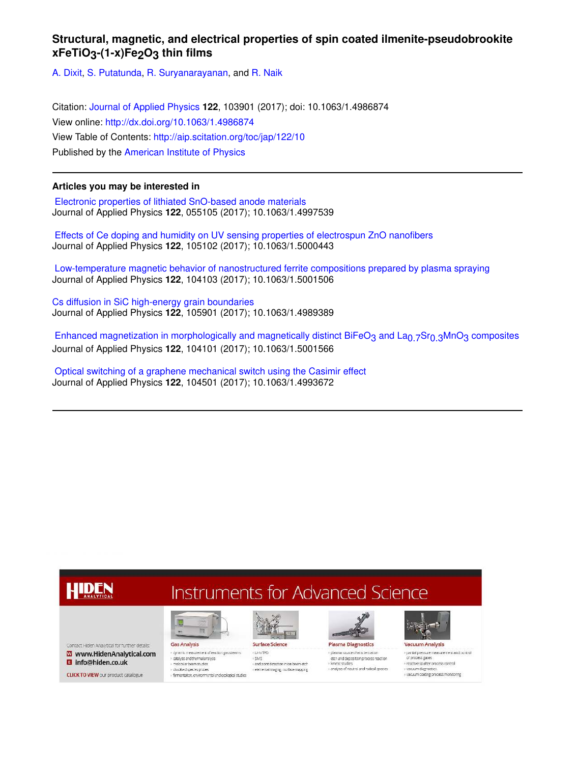# Structural, magnetic, and electrical properties of spin coated ilmenite-pseudobrookite $xFeTiO_3$-$(1-x)Fe_2O_3$ thin films

A. Dixit, S. Putatunda, R. Suryanarayanan, and R. Naik

Citation: Journal of Applied Physics **122**, 103901 (2017); doi: 10.1063/1.4986874
View online: http://dx.doi.org/10.1063/1.4986874
View Table of Contents: http://aip.scitation.org/toc/jap/122/10
Published by the American Institute of Physics

---

## Articles you may be interested in

Electronic properties of lithiated SnO-based anode materials
Journal of Applied Physics **122**, 055105 (2017); 10.1063/1.4997539

Effects of Ce doping and humidity on UV sensing properties of electrospun ZnO nanofibers
Journal of Applied Physics **122**, 105102 (2017); 10.1063/1.5000443

Low-temperature magnetic behavior of nanostructured ferrite compositions prepared by plasma spraying
Journal of Applied Physics **122**, 104103 (2017); 10.1063/1.5001506

Cs diffusion in SiC high-energy grain boundaries
Journal of Applied Physics **122**, 105901 (2017); 10.1063/1.4989389

Enhanced magnetization in morphologically and magnetically distinct $BiFeO_3$ and $La_{0.7}Sr_{0.3}MnO_3$ composites
Journal of Applied Physics **122**, 104101 (2017); 10.1063/1.5001566

Optical switching of a graphene mechanical switch using the Casimir effect
Journal of Applied Physics **122**, 104501 (2017); 10.1063/1.4993672

---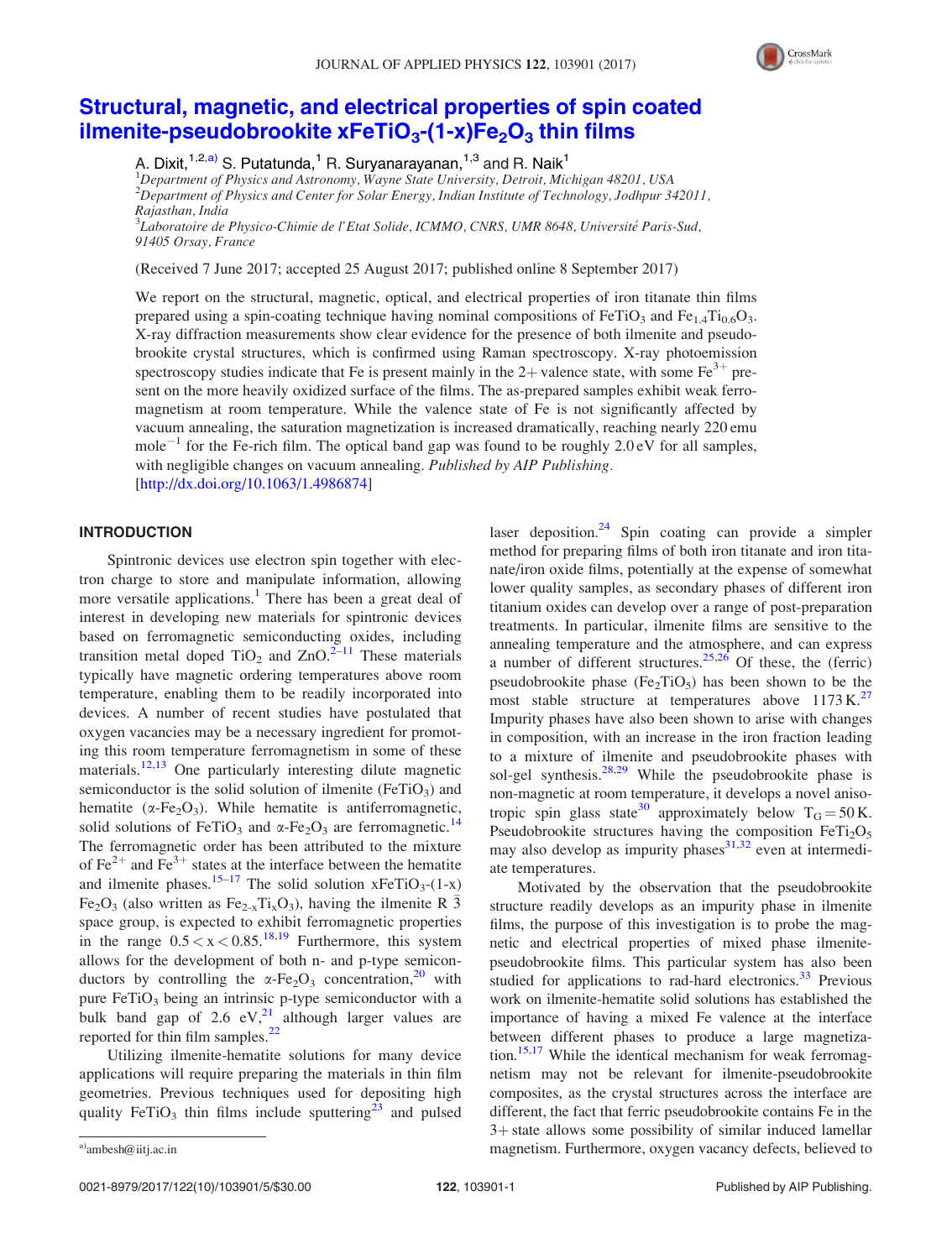# Structural, magnetic, and electrical properties of spin coated ilmenite-pseudobrookite $xFeTiO_3$-$(1-x)Fe_2O_3$ thin films

A. Dixit,[1,2,a)] S. Putatunda,[1] R. Suryanarayanan,[1,3] and R. Naik[1]

[1]*Department of Physics and Astronomy, Wayne State University, Detroit, Michigan 48201, USA*
[2]*Department of Physics and Center for Solar Energy, Indian Institute of Technology, Jodhpur 342011, Rajasthan, India*
[3]*Laboratoire de Physico-Chimie de l'Etat Solide, ICMMO, CNRS, UMR 8648, Université Paris-Sud, 91405 Orsay, France*

(Received 7 June 2017; accepted 25 August 2017; published online 8 September 2017)

We report on the structural, magnetic, optical, and electrical properties of iron titanate thin films prepared using a spin-coating technique having nominal compositions of $FeTiO_3$ and $Fe_{1.4}Ti_{0.6}O_3$. X-ray diffraction measurements show clear evidence for the presence of both ilmenite and pseudobrookite crystal structures, which is confirmed using Raman spectroscopy. X-ray photoemission spectroscopy studies indicate that Fe is present mainly in the 2+ valence state, with some $Fe^{3+}$ present on the more heavily oxidized surface of the films. The as-prepared samples exhibit weak ferromagnetism at room temperature. While the valence state of Fe is not significantly affected by vacuum annealing, the saturation magnetization is increased dramatically, reaching nearly 220 emu $\text{mole}^{-1}$ for the Fe-rich film. The optical band gap was found to be roughly 2.0 eV for all samples, with negligible changes on vacuum annealing. *Published by AIP Publishing.* [http://dx.doi.org/10.1063/1.4986874]

## INTRODUCTION

Spintronic devices use electron spin together with electron charge to store and manipulate information, allowing more versatile applications.[1] There has been a great deal of interest in developing new materials for spintronic devices based on ferromagnetic semiconducting oxides, including transition metal doped $TiO_2$ and ZnO.[2–11] These materials typically have magnetic ordering temperatures above room temperature, enabling them to be readily incorporated into devices. A number of recent studies have postulated that oxygen vacancies may be a necessary ingredient for promoting this room temperature ferromagnetism in some of these materials.[12,13] One particularly interesting dilute magnetic semiconductor is the solid solution of ilmenite ($FeTiO_3$) and hematite ($\alpha$-$Fe_2O_3$). While hematite is antiferromagnetic, solid solutions of $FeTiO_3$ and $\alpha$-$Fe_2O_3$ are ferromagnetic.[14] The ferromagnetic order has been attributed to the mixture of $Fe^{2+}$ and $Fe^{3+}$ states at the interface between the hematite and ilmenite phases.[15–17] The solid solution $xFeTiO_3$-$(1-x)$ $Fe_2O_3$ (also written as $Fe_{2-x}Ti_xO_3$), having the ilmenite R $\bar{3}$ space group, is expected to exhibit ferromagnetic properties in the range $0.5 < x < 0.85$.[18,19] Furthermore, this system allows for the development of both n- and p-type semiconductors by controlling the $\alpha$-$Fe_2O_3$ concentration,[20] with pure $FeTiO_3$ being an intrinsic p-type semiconductor with a bulk band gap of 2.6 eV,[21] although larger values are reported for thin film samples.[22]

Utilizing ilmenite-hematite solutions for many device applications will require preparing the materials in thin film geometries. Previous techniques used for depositing high quality $FeTiO_3$ thin films include sputtering[23] and pulsed laser deposition.[24] Spin coating can provide a simpler method for preparing films of both iron titanate and iron titanate/iron oxide films, potentially at the expense of somewhat lower quality samples, as secondary phases of different iron titanium oxides can develop over a range of post-preparation treatments. In particular, ilmenite films are sensitive to the annealing temperature and the atmosphere, and can express a number of different structures.[25,26] Of these, the (ferric) pseudobrookite phase ($Fe_2TiO_5$) has been shown to be the most stable structure at temperatures above 1173 K.[27] Impurity phases have also been shown to arise with changes in composition, with an increase in the iron fraction leading to a mixture of ilmenite and pseudobrookite phases with sol-gel synthesis.[28,29] While the pseudobrookite phase is non-magnetic at room temperature, it develops a novel anisotropic spin glass state[30] approximately below $T_G = 50$ K. Pseudobrookite structures having the composition $FeTi_2O_5$ may also develop as impurity phases[31,32] even at intermediate temperatures.

Motivated by the observation that the pseudobrookite structure readily develops as an impurity phase in ilmenite films, the purpose of this investigation is to probe the magnetic and electrical properties of mixed phase ilmenite-pseudobrookite films. This particular system has also been studied for applications to rad-hard electronics.[33] Previous work on ilmenite-hematite solid solutions has established the importance of having a mixed Fe valence at the interface between different phases to produce a large magnetization.[15,17] While the identical mechanism for weak ferromagnetism may not be relevant for ilmenite-pseudobrookite composites, as the crystal structures across the interface are different, the fact that ferric pseudobrookite contains Fe in the 3+ state allows some possibility of similar induced lamellar magnetism. Furthermore, oxygen vacancy defects, believed to

a)ambesh@iitj.ac.in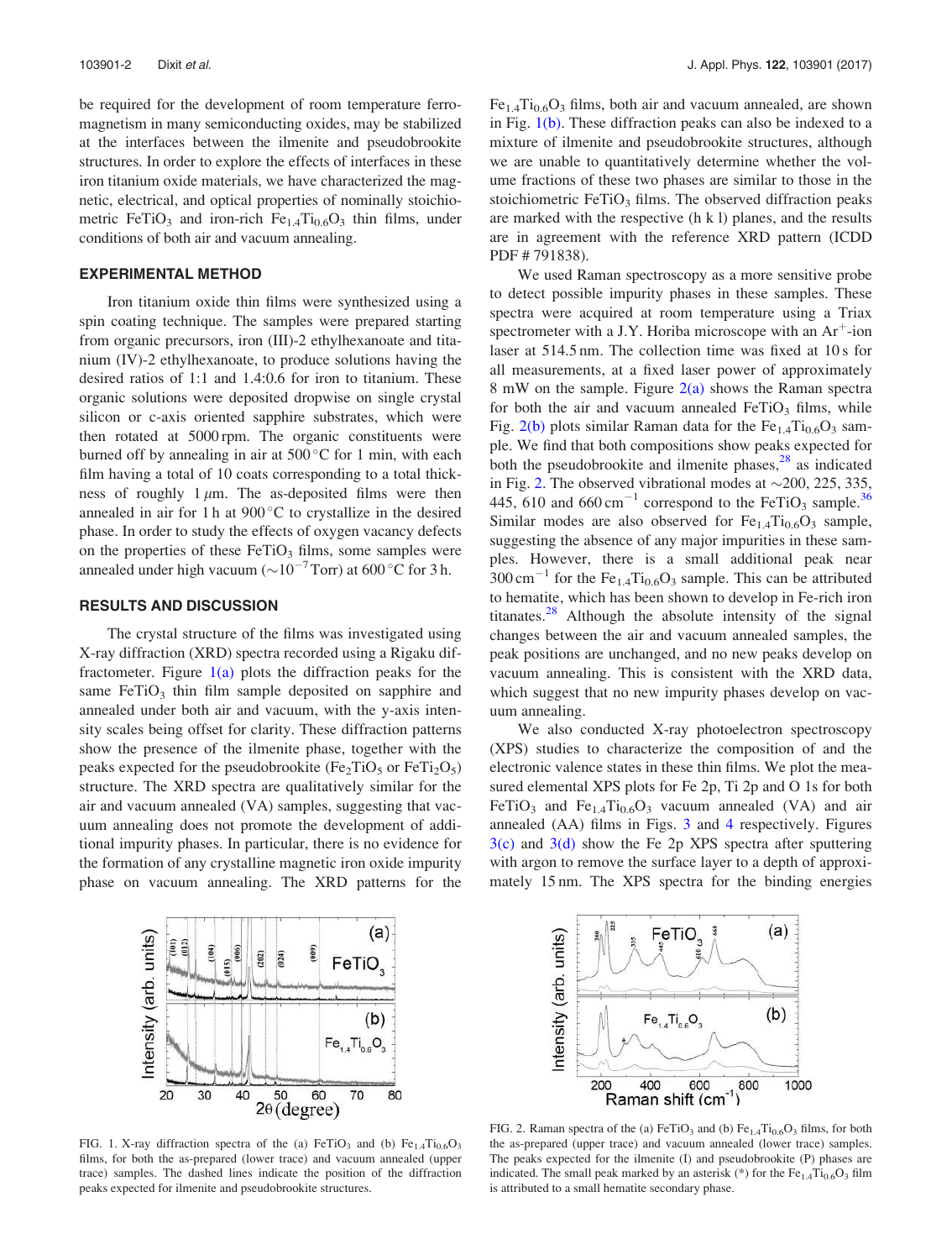be required for the development of room temperature ferromagnetism in many semiconducting oxides, may be stabilized at the interfaces between the ilmenite and pseudobrookite structures. In order to explore the effects of interfaces in these iron titanium oxide materials, we have characterized the magnetic, electrical, and optical properties of nominally stoichiometric $FeTiO_3$ and iron-rich $Fe_{1.4}Ti_{0.6}O_3$ thin films, under conditions of both air and vacuum annealing.

## EXPERIMENTAL METHOD

Iron titanium oxide thin films were synthesized using a spin coating technique. The samples were prepared starting from organic precursors, iron (III)-2 ethylhexanoate and titanium (IV)-2 ethylhexanoate, to produce solutions having the desired ratios of 1:1 and 1.4:0.6 for iron to titanium. These organic solutions were deposited dropwise on single crystal silicon or c-axis oriented sapphire substrates, which were then rotated at 5000 rpm. The organic constituents were burned off by annealing in air at 500 °C for 1 min, with each film having a total of 10 coats corresponding to a total thickness of roughly 1 $\mu$m. The as-deposited films were then annealed in air for 1 h at 900 °C to crystallize in the desired phase. In order to study the effects of oxygen vacancy defects on the properties of these $FeTiO_3$ films, some samples were annealed under high vacuum ($\sim 10^{-7}$ Torr) at 600 °C for 3 h.

## RESULTS AND DISCUSSION

The crystal structure of the films was investigated using X-ray diffraction (XRD) spectra recorded using a Rigaku diffractometer. Figure 1(a) plots the diffraction peaks for the same $FeTiO_3$ thin film sample deposited on sapphire and annealed under both air and vacuum, with the y-axis intensity scales being offset for clarity. These diffraction patterns show the presence of the ilmenite phase, together with the peaks expected for the pseudobrookite ($Fe_2TiO_5$ or $FeTi_2O_5$) structure. The XRD spectra are qualitatively similar for the air and vacuum annealed (VA) samples, suggesting that vacuum annealing does not promote the development of additional impurity phases. In particular, there is no evidence for the formation of any crystalline magnetic iron oxide impurity phase on vacuum annealing. The XRD patterns for the $Fe_{1.4}Ti_{0.6}O_3$ films, both air and vacuum annealed, are shown in Fig. 1(b). These diffraction peaks can also be indexed to a mixture of ilmenite and pseudobrookite structures, although we are unable to quantitatively determine whether the volume fractions of these two phases are similar to those in the stoichiometric $FeTiO_3$ films. The observed diffraction peaks are marked with the respective (h k l) planes, and the results are in agreement with the reference XRD pattern (ICDD PDF # 791838).

We used Raman spectroscopy as a more sensitive probe to detect possible impurity phases in these samples. These spectra were acquired at room temperature using a Triax spectrometer with a J.Y. Horiba microscope with an $Ar^+$-ion laser at 514.5 nm. The collection time was fixed at 10 s for all measurements, at a fixed laser power of approximately 8 mW on the sample. Figure 2(a) shows the Raman spectra for both the air and vacuum annealed $FeTiO_3$ films, while Fig. 2(b) plots similar Raman data for the $Fe_{1.4}Ti_{0.6}O_3$ sample. We find that both compositions show peaks expected for both the pseudobrookite and ilmenite phases,[28] as indicated in Fig. 2. The observed vibrational modes at $\sim$200, 225, 335, 445, 610 and 660 $cm^{-1}$ correspond to the $FeTiO_3$ sample.[36] Similar modes are also observed for $Fe_{1.4}Ti_{0.6}O_3$ sample, suggesting the absence of any major impurities in these samples. However, there is a small additional peak near 300 $cm^{-1}$ for the $Fe_{1.4}Ti_{0.6}O_3$ sample. This can be attributed to hematite, which has been shown to develop in Fe-rich iron titanates.[28] Although the absolute intensity of the signal changes between the air and vacuum annealed samples, the peak positions are unchanged, and no new peaks develop on vacuum annealing. This is consistent with the XRD data, which suggest that no new impurity phases develop on vacuum annealing.

We also conducted X-ray photoelectron spectroscopy (XPS) studies to characterize the composition of and the electronic valence states in these thin films. We plot the measured elemental XPS plots for Fe 2p, Ti 2p and O 1s for both $FeTiO_3$ and $Fe_{1.4}Ti_{0.6}O_3$ vacuum annealed (VA) and air annealed (AA) films in Figs. 3 and 4 respectively. Figures 3(c) and 3(d) show the Fe 2p XPS spectra after sputtering with argon to remove the surface layer to a depth of approximately 15 nm. The XPS spectra for the binding energies

FIG. 1. X-ray diffraction spectra of the (a) $FeTiO_3$ and (b) $Fe_{1.4}Ti_{0.6}O_3$ films, for both the as-prepared (lower trace) and vacuum annealed (upper trace) samples. The dashed lines indicate the position of the diffraction peaks expected for ilmenite and pseudobrookite structures.

FIG. 2. Raman spectra of the (a) $FeTiO_3$ and (b) $Fe_{1.4}Ti_{0.6}O_3$ films, for both the as-prepared (upper trace) and vacuum annealed (lower trace) samples. The peaks expected for the ilmenite (I) and pseudobrookite (P) phases are indicated. The small peak marked by an asterisk (*) for the $Fe_{1.4}Ti_{0.6}O_3$ film is attributed to a small hematite secondary phase.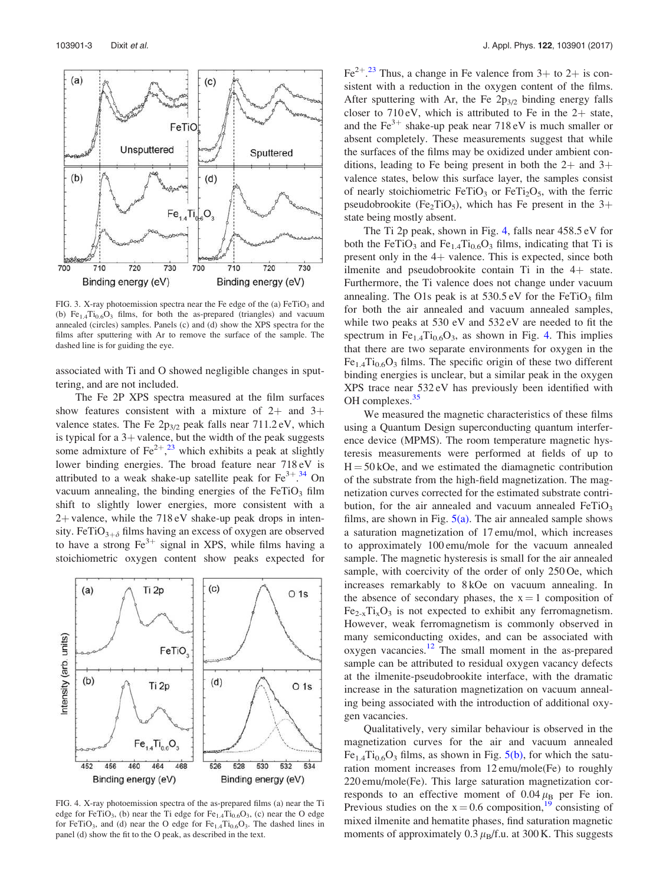FIG. 3. X-ray photoemission spectra near the Fe edge of the (a) $FeTiO_3$ and (b) $Fe_{1.4}Ti_{0.6}O_3$ films, for both the as-prepared (triangles) and vacuum annealed (circles) samples. Panels (c) and (d) show the XPS spectra for the films after sputtering with Ar to remove the surface of the sample. The dashed line is for guiding the eye.

associated with Ti and O showed negligible changes in sputtering, and are not included.

The Fe 2P XPS spectra measured at the film surfaces show features consistent with a mixture of 2+ and 3+ valence states. The Fe $2p_{3/2}$ peak falls near 711.2 eV, which is typical for a 3+ valence, but the width of the peak suggests some admixture of $Fe^{2+}$,[23] which exhibits a peak at slightly lower binding energies. The broad feature near 718 eV is attributed to a weak shake-up satellite peak for $Fe^{3+}$.[34] On vacuum annealing, the binding energies of the $FeTiO_3$ film shift to slightly lower energies, more consistent with a 2+ valence, while the 718 eV shake-up peak drops in intensity. $FeTiO_{3+\delta}$ films having an excess of oxygen are observed to have a strong $Fe^{3+}$ signal in XPS, while films having a stoichiometric oxygen content show peaks expected for $Fe^{2+}$.[23] Thus, a change in Fe valence from 3+ to 2+ is consistent with a reduction in the oxygen content of the films. After sputtering with Ar, the Fe $2p_{3/2}$ binding energy falls closer to 710 eV, which is attributed to Fe in the 2+ state, and the $Fe^{3+}$ shake-up peak near 718 eV is much smaller or absent completely. These measurements suggest that while the surfaces of the films may be oxidized under ambient conditions, leading to Fe being present in both the 2+ and 3+ valence states, below this surface layer, the samples consist of nearly stoichiometric $FeTiO_3$ or $FeTi_2O_5$, with the ferric pseudobrookite ($Fe_2TiO_5$), which has Fe present in the 3+ state being mostly absent.

FIG. 4. X-ray photoemission spectra of the as-prepared films (a) near the Ti edge for $FeTiO_3$, (b) near the Ti edge for $Fe_{1.4}Ti_{0.6}O_3$, (c) near the O edge for $FeTiO_3$, and (d) near the O edge for $Fe_{1.4}Ti_{0.6}O_3$. The dashed lines in panel (d) show the fit to the O peak, as described in the text.

The Ti 2p peak, shown in Fig. 4, falls near 458.5 eV for both the $FeTiO_3$ and $Fe_{1.4}Ti_{0.6}O_3$ films, indicating that Ti is present only in the 4+ valence. This is expected, since both ilmenite and pseudobrookite contain Ti in the 4+ state. Furthermore, the Ti valence does not change under vacuum annealing. The O1s peak is at 530.5 eV for the $FeTiO_3$ film for both the air annealed and vacuum annealed samples, while two peaks at 530 eV and 532 eV are needed to fit the spectrum in $Fe_{1.4}Ti_{0.6}O_3$, as shown in Fig. 4. This implies that there are two separate environments for oxygen in the $Fe_{1.4}Ti_{0.6}O_3$ films. The specific origin of these two different binding energies is unclear, but a similar peak in the oxygen XPS trace near 532 eV has previously been identified with OH complexes.[35]

We measured the magnetic characteristics of these films using a Quantum Design superconducting quantum interference device (MPMS). The room temperature magnetic hysteresis measurements were performed at fields of up to H = 50 kOe, and we estimated the diamagnetic contribution of the substrate from the high-field magnetization. The magnetization curves corrected for the estimated substrate contribution, for the air annealed and vacuum annealed $FeTiO_3$ films, are shown in Fig. 5(a). The air annealed sample shows a saturation magnetization of 17 emu/mol, which increases to approximately 100 emu/mole for the vacuum annealed sample. The magnetic hysteresis is small for the air annealed sample, with coercivity of the order of only 250 Oe, which increases remarkably to 8 kOe on vacuum annealing. In the absence of secondary phases, the x = 1 composition of $Fe_{2-x}Ti_xO_3$ is not expected to exhibit any ferromagnetism. However, weak ferromagnetism is commonly observed in many semiconducting oxides, and can be associated with oxygen vacancies.[12] The small moment in the as-prepared sample can be attributed to residual oxygen vacancy defects at the ilmenite-pseudobrookite interface, with the dramatic increase in the saturation magnetization on vacuum annealing being associated with the introduction of additional oxygen vacancies.

Qualitatively, very similar behaviour is observed in the magnetization curves for the air and vacuum annealed $Fe_{1.4}Ti_{0.6}O_3$ films, as shown in Fig. 5(b), for which the saturation moment increases from 12 emu/mole(Fe) to roughly 220 emu/mole(Fe). This large saturation magnetization corresponds to an effective moment of 0.04 $\mu_B$ per Fe ion. Previous studies on the x = 0.6 composition,[19] consisting of mixed ilmenite and hematite phases, find saturation magnetic moments of approximately 0.3 $\mu_B$/f.u. at 300 K. This suggests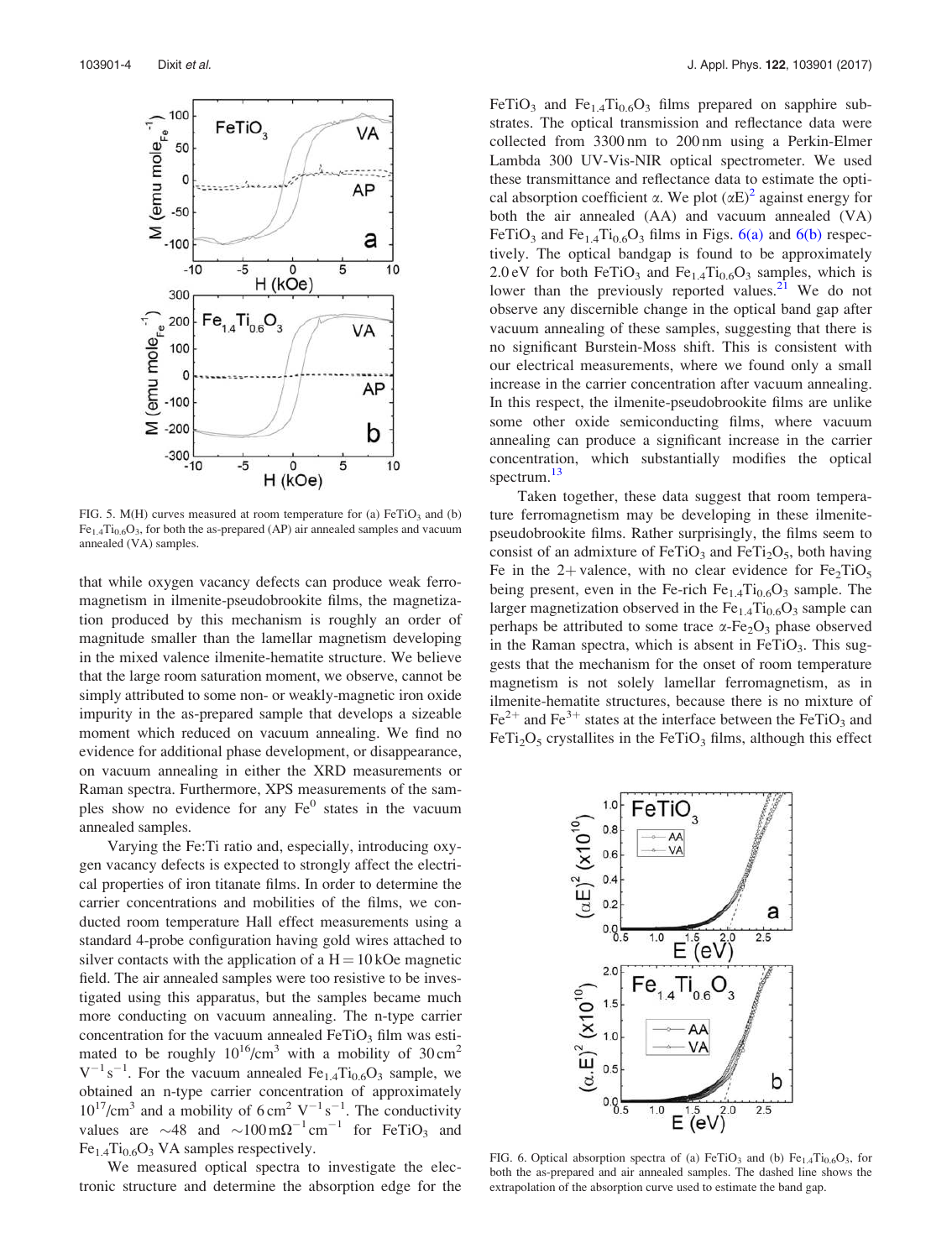FIG. 5. M(H) curves measured at room temperature for (a) $FeTiO_3$ and (b) $Fe_{1.4}Ti_{0.6}O_3$, for both the as-prepared (AP) air annealed samples and vacuum annealed (VA) samples.

that while oxygen vacancy defects can produce weak ferromagnetism in ilmenite-pseudobrookite films, the magnetization produced by this mechanism is roughly an order of magnitude smaller than the lamellar magnetism developing in the mixed valence ilmenite-hematite structure. We believe that the large room saturation moment, we observe, cannot be simply attributed to some non- or weakly-magnetic iron oxide impurity in the as-prepared sample that develops a sizeable moment which reduced on vacuum annealing. We find no evidence for additional phase development, or disappearance, on vacuum annealing in either the XRD measurements or Raman spectra. Furthermore, XPS measurements of the samples show no evidence for any $Fe^0$ states in the vacuum annealed samples.

Varying the Fe:Ti ratio and, especially, introducing oxygen vacancy defects is expected to strongly affect the electrical properties of iron titanate films. In order to determine the carrier concentrations and mobilities of the films, we conducted room temperature Hall effect measurements using a standard 4-probe configuration having gold wires attached to silver contacts with the application of a $H = 10$ kOe magnetic field. The air annealed samples were too resistive to be investigated using this apparatus, but the samples became much more conducting on vacuum annealing. The n-type carrier concentration for the vacuum annealed $FeTiO_3$ film was estimated to be roughly $10^{16}/cm^3$ with a mobility of $30\,cm^2\,V^{-1}s^{-1}$. For the vacuum annealed $Fe_{1.4}Ti_{0.6}O_3$ sample, we obtained an n-type carrier concentration of approximately $10^{17}/cm^3$ and a mobility of $6\,cm^2\,V^{-1}s^{-1}$. The conductivity values are $\sim$48 and $\sim$100 $m\Omega^{-1}cm^{-1}$ for $FeTiO_3$ and $Fe_{1.4}Ti_{0.6}O_3$ VA samples respectively.

We measured optical spectra to investigate the electronic structure and determine the absorption edge for the $FeTiO_3$ and $Fe_{1.4}Ti_{0.6}O_3$ films prepared on sapphire substrates. The optical transmission and reflectance data were collected from 3300 nm to 200 nm using a Perkin-Elmer Lambda 300 UV-Vis-NIR optical spectrometer. We used these transmittance and reflectance data to estimate the optical absorption coefficient $\alpha$. We plot $(\alpha E)^2$ against energy for both the air annealed (AA) and vacuum annealed (VA) $FeTiO_3$ and $Fe_{1.4}Ti_{0.6}O_3$ films in Figs. 6(a) and 6(b) respectively. The optical bandgap is found to be approximately 2.0 eV for both $FeTiO_3$ and $Fe_{1.4}Ti_{0.6}O_3$ samples, which is lower than the previously reported values.[21] We do not observe any discernible change in the optical band gap after vacuum annealing of these samples, suggesting that there is no significant Burstein-Moss shift. This is consistent with our electrical measurements, where we found only a small increase in the carrier concentration after vacuum annealing. In this respect, the ilmenite-pseudobrookite films are unlike some other oxide semiconducting films, where vacuum annealing can produce a significant increase in the carrier concentration, which substantially modifies the optical spectrum.[13]

Taken together, these data suggest that room temperature ferromagnetism may be developing in these ilmenite-pseudobrookite films. Rather surprisingly, the films seem to consist of an admixture of $FeTiO_3$ and $FeTi_2O_5$, both having Fe in the 2+ valence, with no clear evidence for $Fe_2TiO_5$ being present, even in the Fe-rich $Fe_{1.4}Ti_{0.6}O_3$ sample. The larger magnetization observed in the $Fe_{1.4}Ti_{0.6}O_3$ sample can perhaps be attributed to some trace $\alpha$-$Fe_2O_3$ phase observed in the Raman spectra, which is absent in $FeTiO_3$. This suggests that the mechanism for the onset of room temperature magnetism is not solely lamellar ferromagnetism, as in ilmenite-hematite structures, because there is no mixture of $Fe^{2+}$ and $Fe^{3+}$ states at the interface between the $FeTiO_3$ and $FeTi_2O_5$ crystallites in the $FeTiO_3$ films, although this effect

FIG. 6. Optical absorption spectra of (a) $FeTiO_3$ and (b) $Fe_{1.4}Ti_{0.6}O_3$, for both the as-prepared and air annealed samples. The dashed line shows the extrapolation of the absorption curve used to estimate the band gap.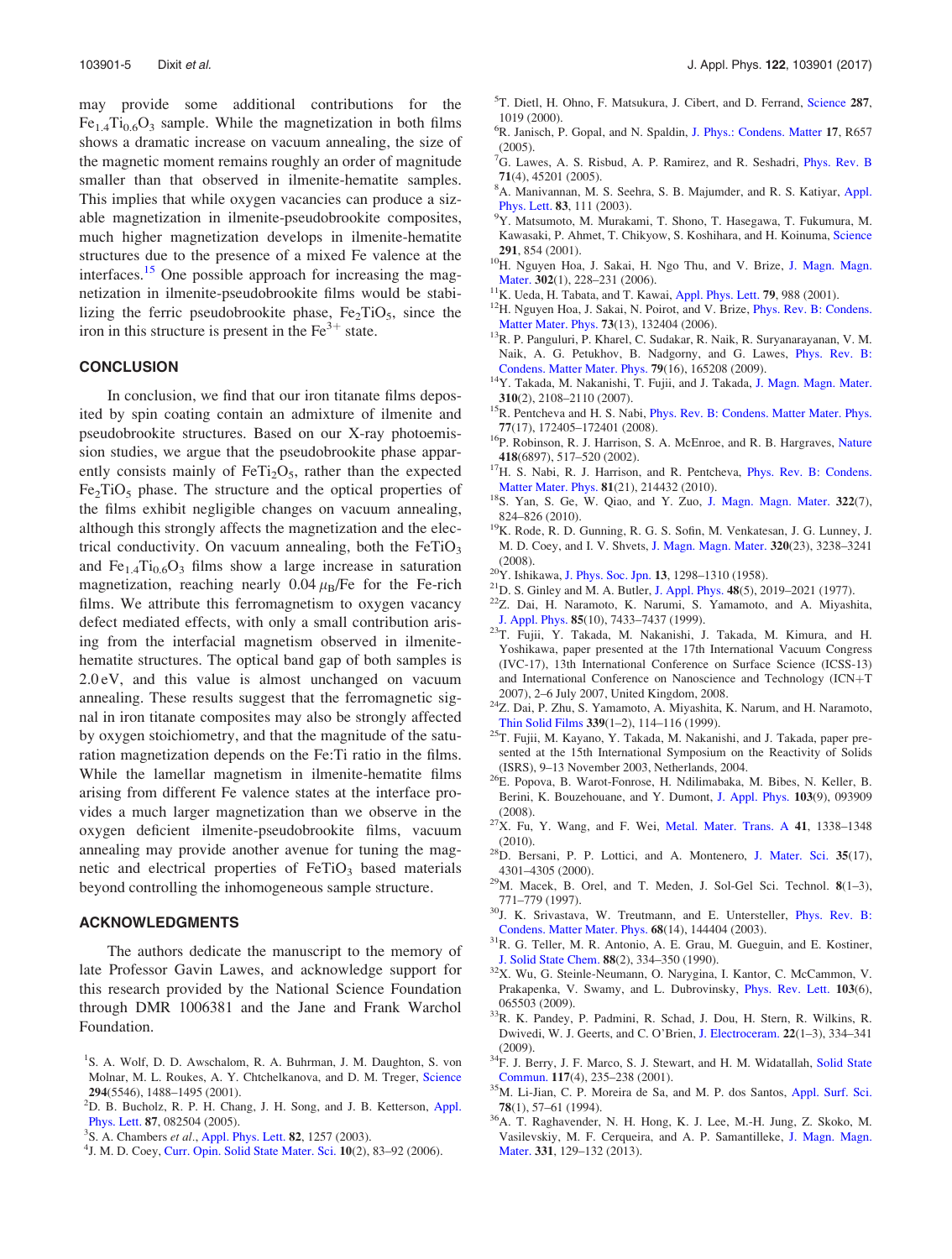may provide some additional contributions for the $Fe_{1.4}Ti_{0.6}O_3$ sample. While the magnetization in both films shows a dramatic increase on vacuum annealing, the size of the magnetic moment remains roughly an order of magnitude smaller than that observed in ilmenite-hematite samples. This implies that while oxygen vacancies can produce a sizable magnetization in ilmenite-pseudobrookite composites, much higher magnetization develops in ilmenite-hematite structures due to the presence of a mixed Fe valence at the interfaces.[15] One possible approach for increasing the magnetization in ilmenite-pseudobrookite films would be stabilizing the ferric pseudobrookite phase, $Fe_2TiO_5$, since the iron in this structure is present in the $Fe^{3+}$ state.

## CONCLUSION

In conclusion, we find that our iron titanate films deposited by spin coating contain an admixture of ilmenite and pseudobrookite structures. Based on our X-ray photoemission studies, we argue that the pseudobrookite phase apparently consists mainly of $FeTi_2O_5$, rather than the expected $Fe_2TiO_5$ phase. The structure and the optical properties of the films exhibit negligible changes on vacuum annealing, although this strongly affects the magnetization and the electrical conductivity. On vacuum annealing, both the $FeTiO_3$ and $Fe_{1.4}Ti_{0.6}O_3$ films show a large increase in saturation magnetization, reaching nearly $0.04\,\mu_B$/Fe for the Fe-rich films. We attribute this ferromagnetism to oxygen vacancy defect mediated effects, with only a small contribution arising from the interfacial magnetism observed in ilmenite-hematite structures. The optical band gap of both samples is 2.0 eV, and this value is almost unchanged on vacuum annealing. These results suggest that the ferromagnetic signal in iron titanate composites may also be strongly affected by oxygen stoichiometry, and that the magnitude of the saturation magnetization depends on the Fe:Ti ratio in the films. While the lamellar magnetism in ilmenite-hematite films arising from different Fe valence states at the interface provides a much larger magnetization than we observe in the oxygen deficient ilmenite-pseudobrookite films, vacuum annealing may provide another avenue for tuning the magnetic and electrical properties of $FeTiO_3$ based materials beyond controlling the inhomogeneous sample structure.

## ACKNOWLEDGMENTS

The authors dedicate the manuscript to the memory of late Professor Gavin Lawes, and acknowledge support for this research provided by the National Science Foundation through DMR 1006381 and the Jane and Frank Warchol Foundation.

[1] S. A. Wolf, D. D. Awschalom, R. A. Buhrman, J. M. Daughton, S. von Molnar, M. L. Roukes, A. Y. Chtchelkanova, and D. M. Treger, Science **294**(5546), 1488–1495 (2001).

[2] D. B. Bucholz, R. P. H. Chang, J. H. Song, and J. B. Ketterson, Appl. Phys. Lett. **87**, 082504 (2005).

[3] S. A. Chambers *et al.*, Appl. Phys. Lett. **82**, 1257 (2003).

[4] J. M. D. Coey, Curr. Opin. Solid State Mater. Sci. **10**(2), 83–92 (2006).

[5] T. Dietl, H. Ohno, F. Matsukura, J. Cibert, and D. Ferrand, Science **287**, 1019 (2000).

[6] R. Janisch, P. Gopal, and N. Spaldin, J. Phys.: Condens. Matter **17**, R657 (2005).

[7] G. Lawes, A. S. Risbud, A. P. Ramirez, and R. Seshadri, Phys. Rev. B **71**(4), 45201 (2005).

[8] A. Manivannan, M. S. Seehra, S. B. Majumder, and R. S. Katiyar, Appl. Phys. Lett. **83**, 111 (2003).

[9] Y. Matsumoto, M. Murakami, T. Shono, T. Hasegawa, T. Fukumura, M. Kawasaki, P. Ahmet, T. Chikyow, S. Koshihara, and H. Koinuma, Science **291**, 854 (2001).

[10] H. Nguyen Hoa, J. Sakai, H. Ngo Thu, and V. Brize, J. Magn. Magn. Mater. **302**(1), 228–231 (2006).

[11] K. Ueda, H. Tabata, and T. Kawai, Appl. Phys. Lett. **79**, 988 (2001).

[12] H. Nguyen Hoa, J. Sakai, N. Poirot, and V. Brize, Phys. Rev. B: Condens. Matter Mater. Phys. **73**(13), 132404 (2006).

[13] R. P. Panguluri, P. Kharel, C. Sudakar, R. Naik, R. Suryanarayanan, V. M. Naik, A. G. Petukhov, B. Nadgorny, and G. Lawes, Phys. Rev. B: Condens. Matter Mater. Phys. **79**(16), 165208 (2009).

[14] Y. Takada, M. Nakanishi, T. Fujii, and J. Takada, J. Magn. Magn. Mater. **310**(2), 2108–2110 (2007).

[15] R. Pentcheva and H. S. Nabi, Phys. Rev. B: Condens. Matter Mater. Phys. **77**(17), 172405–172401 (2008).

[16] P. Robinson, R. J. Harrison, S. A. McEnroe, and R. B. Hargraves, Nature **418**(6897), 517–520 (2002).

[17] H. S. Nabi, R. J. Harrison, and R. Pentcheva, Phys. Rev. B: Condens. Matter Mater. Phys. **81**(21), 214432 (2010).

[18] S. Yan, S. Ge, W. Qiao, and Y. Zuo, J. Magn. Magn. Mater. **322**(7), 824–826 (2010).

[19] K. Rode, R. D. Gunning, R. G. S. Sofin, M. Venkatesan, J. G. Lunney, J. M. D. Coey, and I. V. Shvets, J. Magn. Magn. Mater. **320**(23), 3238–3241 (2008).

[20] Y. Ishikawa, J. Phys. Soc. Jpn. **13**, 1298–1310 (1958).

[21] D. S. Ginley and M. A. Butler, J. Appl. Phys. **48**(5), 2019–2021 (1977).

[22] Z. Dai, H. Naramoto, K. Narumi, S. Yamamoto, and A. Miyashita, J. Appl. Phys. **85**(10), 7433–7437 (1999).

[23] T. Fujii, Y. Takada, M. Nakanishi, J. Takada, M. Kimura, and H. Yoshikawa, paper presented at the 17th International Vacuum Congress (IVC-17), 13th International Conference on Surface Science (ICSS-13) and International Conference on Nanoscience and Technology (ICN+T 2007), 2–6 July 2007, United Kingdom, 2008.

[24] Z. Dai, P. Zhu, S. Yamamoto, A. Miyashita, K. Narum, and H. Naramoto, Thin Solid Films **339**(1–2), 114–116 (1999).

[25] T. Fujii, M. Kayano, Y. Takada, M. Nakanishi, and J. Takada, paper presented at the 15th International Symposium on the Reactivity of Solids (ISRS), 9–13 November 2003, Netherlands, 2004.

[26] E. Popova, B. Warot-Fonrose, H. Ndilimabaka, M. Bibes, N. Keller, B. Berini, K. Bouzehouane, and Y. Dumont, J. Appl. Phys. **103**(9), 093909 (2008).

[27] X. Fu, Y. Wang, and F. Wei, Metal. Mater. Trans. A **41**, 1338–1348 (2010).

[28] D. Bersani, P. P. Lottici, and A. Montenero, J. Mater. Sci. **35**(17), 4301–4305 (2000).

[29] M. Macek, B. Orel, and T. Meden, J. Sol-Gel Sci. Technol. **8**(1–3), 771–779 (1997).

[30] J. K. Srivastava, W. Treutmann, and E. Untersteller, Phys. Rev. B: Condens. Matter Mater. Phys. **68**(14), 144404 (2003).

[31] R. G. Teller, M. R. Antonio, A. E. Grau, M. Gueguin, and E. Kostiner, J. Solid State Chem. **88**(2), 334–350 (1990).

[32] X. Wu, G. Steinle-Neumann, O. Narygina, I. Kantor, C. McCammon, V. Prakapenka, V. Swamy, and L. Dubrovinsky, Phys. Rev. Lett. **103**(6), 065503 (2009).

[33] R. K. Pandey, P. Padmini, R. Schad, J. Dou, H. Stern, R. Wilkins, R. Dwivedi, W. J. Geerts, and C. O'Brien, J. Electroceram. **22**(1–3), 334–341 (2009).

[34] F. J. Berry, J. F. Marco, S. J. Stewart, and H. M. Widatallah, Solid State Commun. **117**(4), 235–238 (2001).

[35] M. Li-Jian, C. P. Moreira de Sa, and M. P. dos Santos, Appl. Surf. Sci. **78**(1), 57–61 (1994).

[36] A. T. Raghavender, N. H. Hong, K. J. Lee, M.-H. Jung, Z. Skoko, M. Vasilevskiy, M. F. Cerqueira, and A. P. Samantilleke, J. Magn. Magn. Mater. **331**, 129–132 (2013).